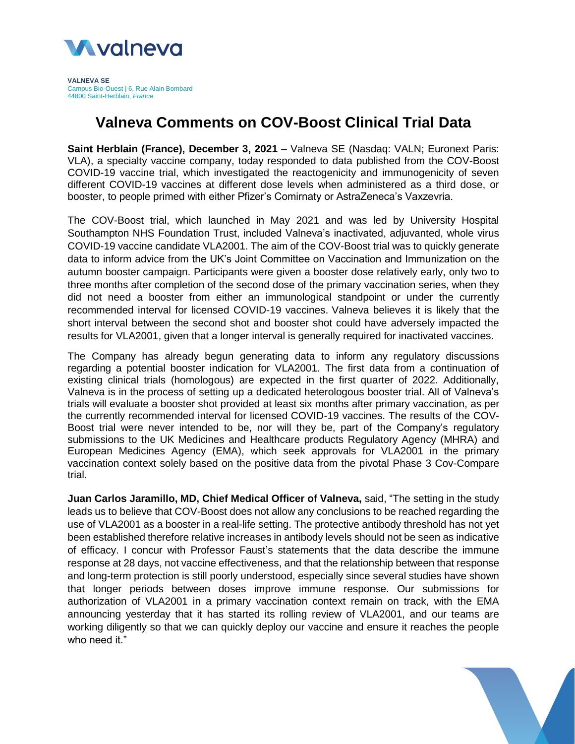**VALNEVA SE**
Campus Bio-Ouest | 6, Rue Alain Bombard
44800 Saint-Herblain, *France*

# Valneva Comments on COV-Boost Clinical Trial Data

**Saint Herblain (France), December 3, 2021** – Valneva SE (Nasdaq: VALN; Euronext Paris: VLA), a specialty vaccine company, today responded to data published from the COV-Boost COVID-19 vaccine trial, which investigated the reactogenicity and immunogenicity of seven different COVID-19 vaccines at different dose levels when administered as a third dose, or booster, to people primed with either Pfizer's Comirnaty or AstraZeneca's Vaxzevria.

The COV-Boost trial, which launched in May 2021 and was led by University Hospital Southampton NHS Foundation Trust, included Valneva's inactivated, adjuvanted, whole virus COVID-19 vaccine candidate VLA2001. The aim of the COV-Boost trial was to quickly generate data to inform advice from the UK's Joint Committee on Vaccination and Immunization on the autumn booster campaign. Participants were given a booster dose relatively early, only two to three months after completion of the second dose of the primary vaccination series, when they did not need a booster from either an immunological standpoint or under the currently recommended interval for licensed COVID-19 vaccines. Valneva believes it is likely that the short interval between the second shot and booster shot could have adversely impacted the results for VLA2001, given that a longer interval is generally required for inactivated vaccines.

The Company has already begun generating data to inform any regulatory discussions regarding a potential booster indication for VLA2001. The first data from a continuation of existing clinical trials (homologous) are expected in the first quarter of 2022. Additionally, Valneva is in the process of setting up a dedicated heterologous booster trial. All of Valneva's trials will evaluate a booster shot provided at least six months after primary vaccination, as per the currently recommended interval for licensed COVID-19 vaccines. The results of the COV-Boost trial were never intended to be, nor will they be, part of the Company's regulatory submissions to the UK Medicines and Healthcare products Regulatory Agency (MHRA) and European Medicines Agency (EMA), which seek approvals for VLA2001 in the primary vaccination context solely based on the positive data from the pivotal Phase 3 Cov-Compare trial.

**Juan Carlos Jaramillo, MD, Chief Medical Officer of Valneva,** said, "The setting in the study leads us to believe that COV-Boost does not allow any conclusions to be reached regarding the use of VLA2001 as a booster in a real-life setting. The protective antibody threshold has not yet been established therefore relative increases in antibody levels should not be seen as indicative of efficacy. I concur with Professor Faust's statements that the data describe the immune response at 28 days, not vaccine effectiveness, and that the relationship between that response and long-term protection is still poorly understood, especially since several studies have shown that longer periods between doses improve immune response. Our submissions for authorization of VLA2001 in a primary vaccination context remain on track, with the EMA announcing yesterday that it has started its rolling review of VLA2001, and our teams are working diligently so that we can quickly deploy our vaccine and ensure it reaches the people who need it."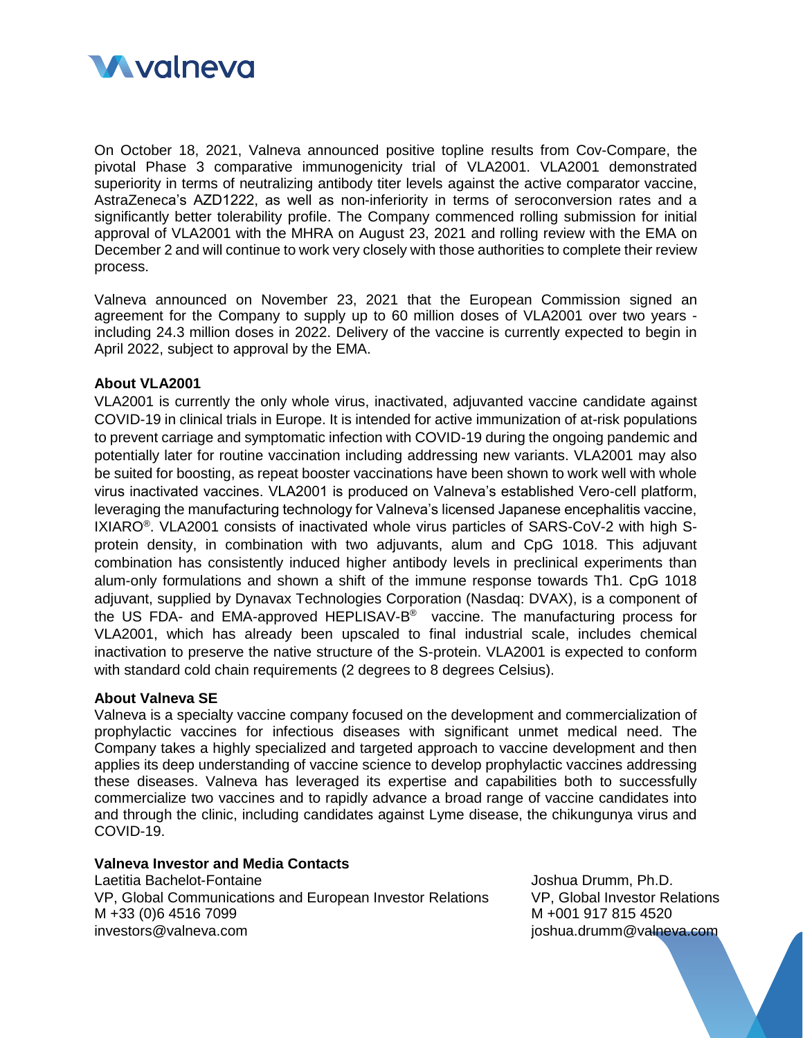On October 18, 2021, Valneva announced positive topline results from Cov-Compare, the pivotal Phase 3 comparative immunogenicity trial of VLA2001. VLA2001 demonstrated superiority in terms of neutralizing antibody titer levels against the active comparator vaccine, AstraZeneca's AZD1222, as well as non-inferiority in terms of seroconversion rates and a significantly better tolerability profile. The Company commenced rolling submission for initial approval of VLA2001 with the MHRA on August 23, 2021 and rolling review with the EMA on December 2 and will continue to work very closely with those authorities to complete their review process.

Valneva announced on November 23, 2021 that the European Commission signed an agreement for the Company to supply up to 60 million doses of VLA2001 over two years - including 24.3 million doses in 2022. Delivery of the vaccine is currently expected to begin in April 2022, subject to approval by the EMA.

**About VLA2001**

VLA2001 is currently the only whole virus, inactivated, adjuvanted vaccine candidate against COVID-19 in clinical trials in Europe. It is intended for active immunization of at-risk populations to prevent carriage and symptomatic infection with COVID-19 during the ongoing pandemic and potentially later for routine vaccination including addressing new variants. VLA2001 may also be suited for boosting, as repeat booster vaccinations have been shown to work well with whole virus inactivated vaccines. VLA2001 is produced on Valneva's established Vero-cell platform, leveraging the manufacturing technology for Valneva's licensed Japanese encephalitis vaccine, IXIARO®. VLA2001 consists of inactivated whole virus particles of SARS-CoV-2 with high S-protein density, in combination with two adjuvants, alum and CpG 1018. This adjuvant combination has consistently induced higher antibody levels in preclinical experiments than alum-only formulations and shown a shift of the immune response towards Th1. CpG 1018 adjuvant, supplied by Dynavax Technologies Corporation (Nasdaq: DVAX), is a component of the US FDA- and EMA-approved HEPLISAV-B® vaccine. The manufacturing process for VLA2001, which has already been upscaled to final industrial scale, includes chemical inactivation to preserve the native structure of the S-protein. VLA2001 is expected to conform with standard cold chain requirements (2 degrees to 8 degrees Celsius).

**About Valneva SE**

Valneva is a specialty vaccine company focused on the development and commercialization of prophylactic vaccines for infectious diseases with significant unmet medical need. The Company takes a highly specialized and targeted approach to vaccine development and then applies its deep understanding of vaccine science to develop prophylactic vaccines addressing these diseases. Valneva has leveraged its expertise and capabilities both to successfully commercialize two vaccines and to rapidly advance a broad range of vaccine candidates into and through the clinic, including candidates against Lyme disease, the chikungunya virus and COVID-19.

**Valneva Investor and Media Contacts**

Laetitia Bachelot-Fontaine
VP, Global Communications and European Investor Relations
M +33 (0)6 4516 7099
investors@valneva.com

Joshua Drumm, Ph.D.
VP, Global Investor Relations
M +001 917 815 4520
joshua.drumm@valneva.com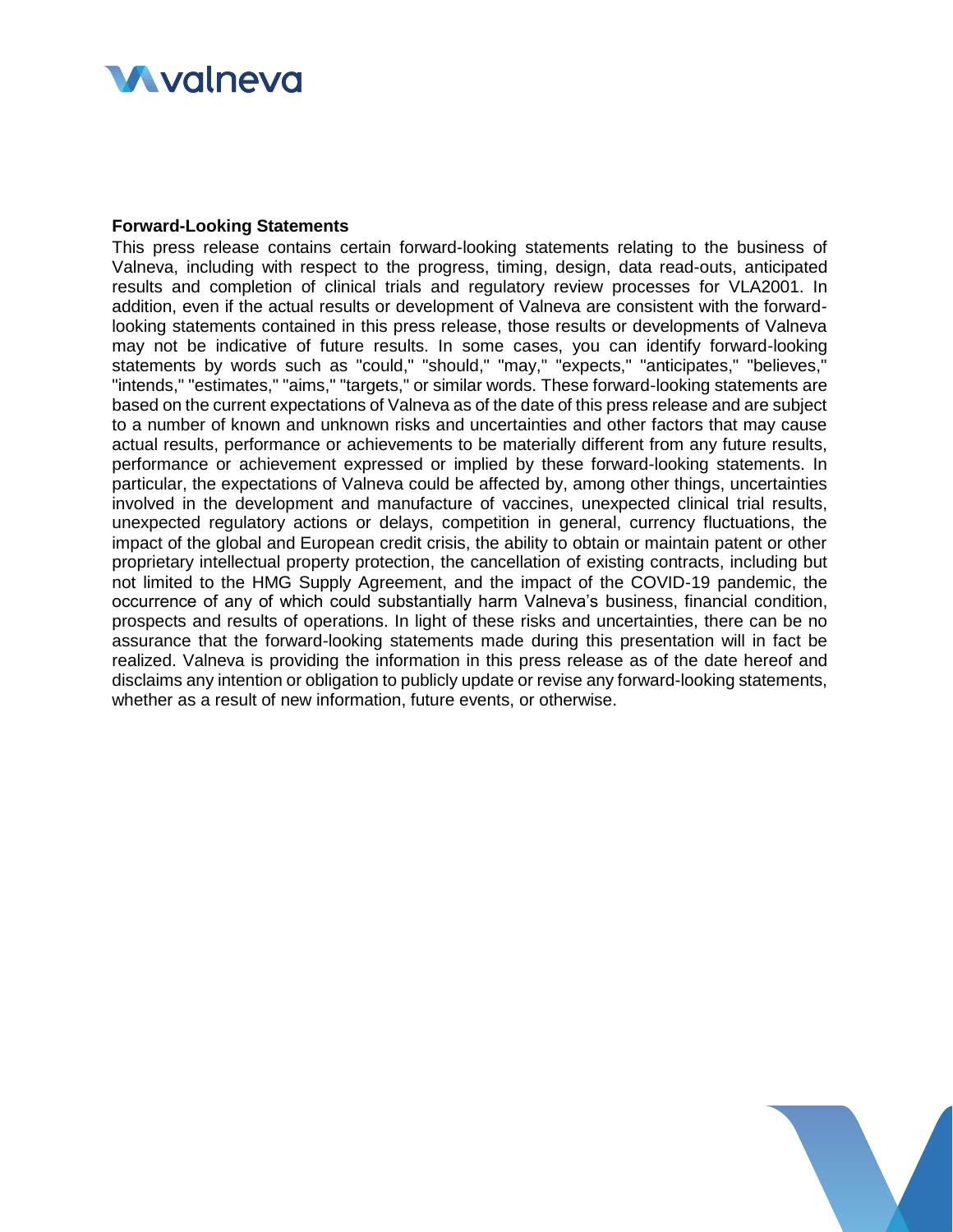**Forward-Looking Statements**

This press release contains certain forward-looking statements relating to the business of Valneva, including with respect to the progress, timing, design, data read-outs, anticipated results and completion of clinical trials and regulatory review processes for VLA2001. In addition, even if the actual results or development of Valneva are consistent with the forward-looking statements contained in this press release, those results or developments of Valneva may not be indicative of future results. In some cases, you can identify forward-looking statements by words such as "could," "should," "may," "expects," "anticipates," "believes," "intends," "estimates," "aims," "targets," or similar words. These forward-looking statements are based on the current expectations of Valneva as of the date of this press release and are subject to a number of known and unknown risks and uncertainties and other factors that may cause actual results, performance or achievements to be materially different from any future results, performance or achievement expressed or implied by these forward-looking statements. In particular, the expectations of Valneva could be affected by, among other things, uncertainties involved in the development and manufacture of vaccines, unexpected clinical trial results, unexpected regulatory actions or delays, competition in general, currency fluctuations, the impact of the global and European credit crisis, the ability to obtain or maintain patent or other proprietary intellectual property protection, the cancellation of existing contracts, including but not limited to the HMG Supply Agreement, and the impact of the COVID-19 pandemic, the occurrence of any of which could substantially harm Valneva's business, financial condition, prospects and results of operations. In light of these risks and uncertainties, there can be no assurance that the forward-looking statements made during this presentation will in fact be realized. Valneva is providing the information in this press release as of the date hereof and disclaims any intention or obligation to publicly update or revise any forward-looking statements, whether as a result of new information, future events, or otherwise.